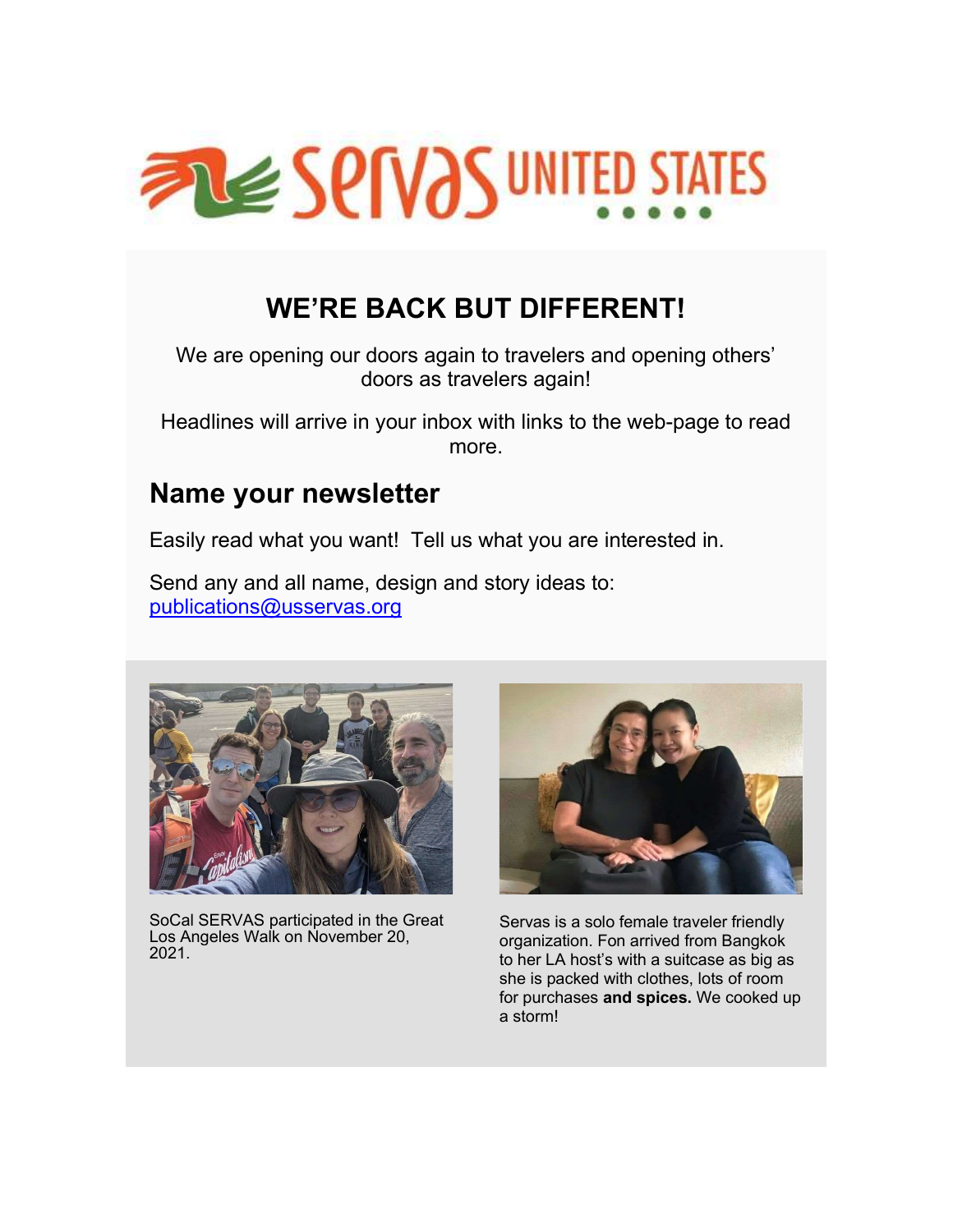# WE'RE BACK BUT DIFFERENT!

We are opening our doors again to travelers and opening others' doors as travelers again!

Headlines will arrive in your inbox with links to the web-page to read more.

## Name your newsletter

Easily read what you want! Tell us what you are interested in.

Send any and all name, design and story ideas to: publications@usservas.org

SoCal SERVAS participated in the Great Los Angeles Walk on November 20, 2021.

Servas is a solo female traveler friendly organization. Fon arrived from Bangkok to her LA host's with a suitcase as big as she is packed with clothes, lots of room for purchases **and spices.** We cooked up a storm!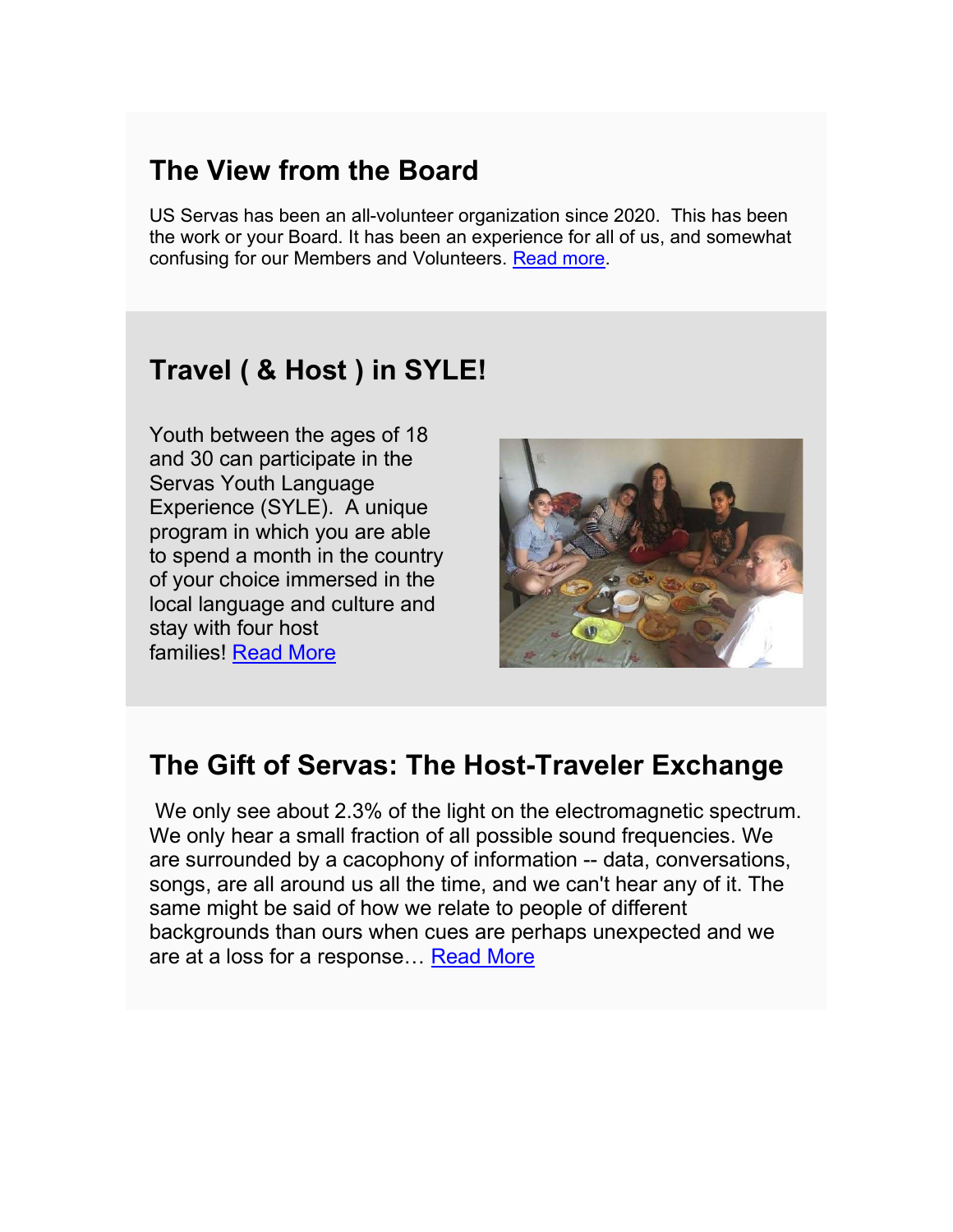## The View from the Board

US Servas has been an all-volunteer organization since 2020. This has been the work or your Board. It has been an experience for all of us, and somewhat confusing for our Members and Volunteers. Read more.

## Travel ( & Host ) in SYLE!

Youth between the ages of 18 and 30 can participate in the Servas Youth Language Experience (SYLE). A unique program in which you are able to spend a month in the country of your choice immersed in the local language and culture and stay with four host families! Read More

## The Gift of Servas: The Host-Traveler Exchange

We only see about 2.3% of the light on the electromagnetic spectrum. We only hear a small fraction of all possible sound frequencies. We are surrounded by a cacophony of information -- data, conversations, songs, are all around us all the time, and we can't hear any of it. The same might be said of how we relate to people of different backgrounds than ours when cues are perhaps unexpected and we are at a loss for a response… Read More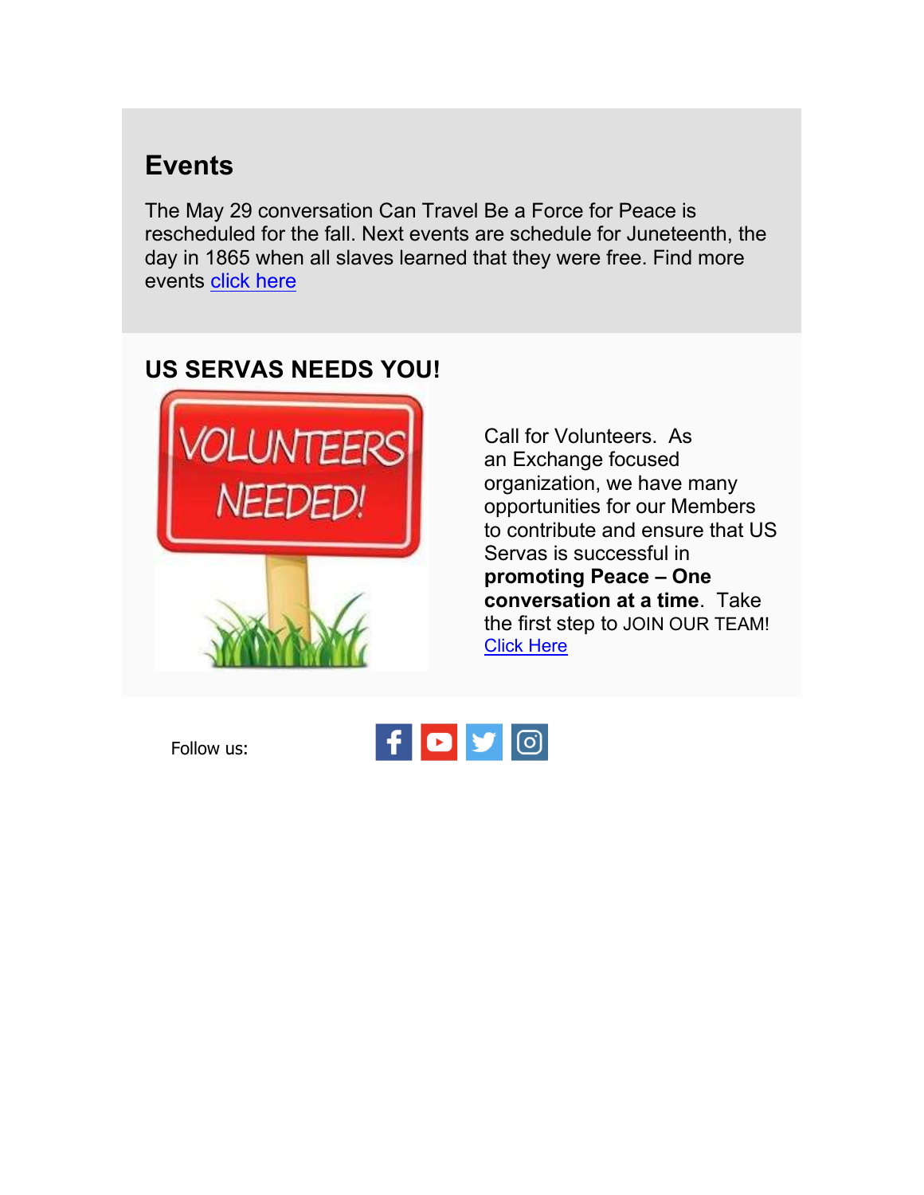## Events

The May 29 conversation Can Travel Be a Force for Peace is rescheduled for the fall. Next events are schedule for Juneteenth, the day in 1865 when all slaves learned that they were free. Find more events click here

## US SERVAS NEEDS YOU!

Call for Volunteers. As an Exchange focused organization, we have many opportunities for our Members to contribute and ensure that US Servas is successful in **promoting Peace – One conversation at a time**. Take the first step to JOIN OUR TEAM! Click Here

Follow us: